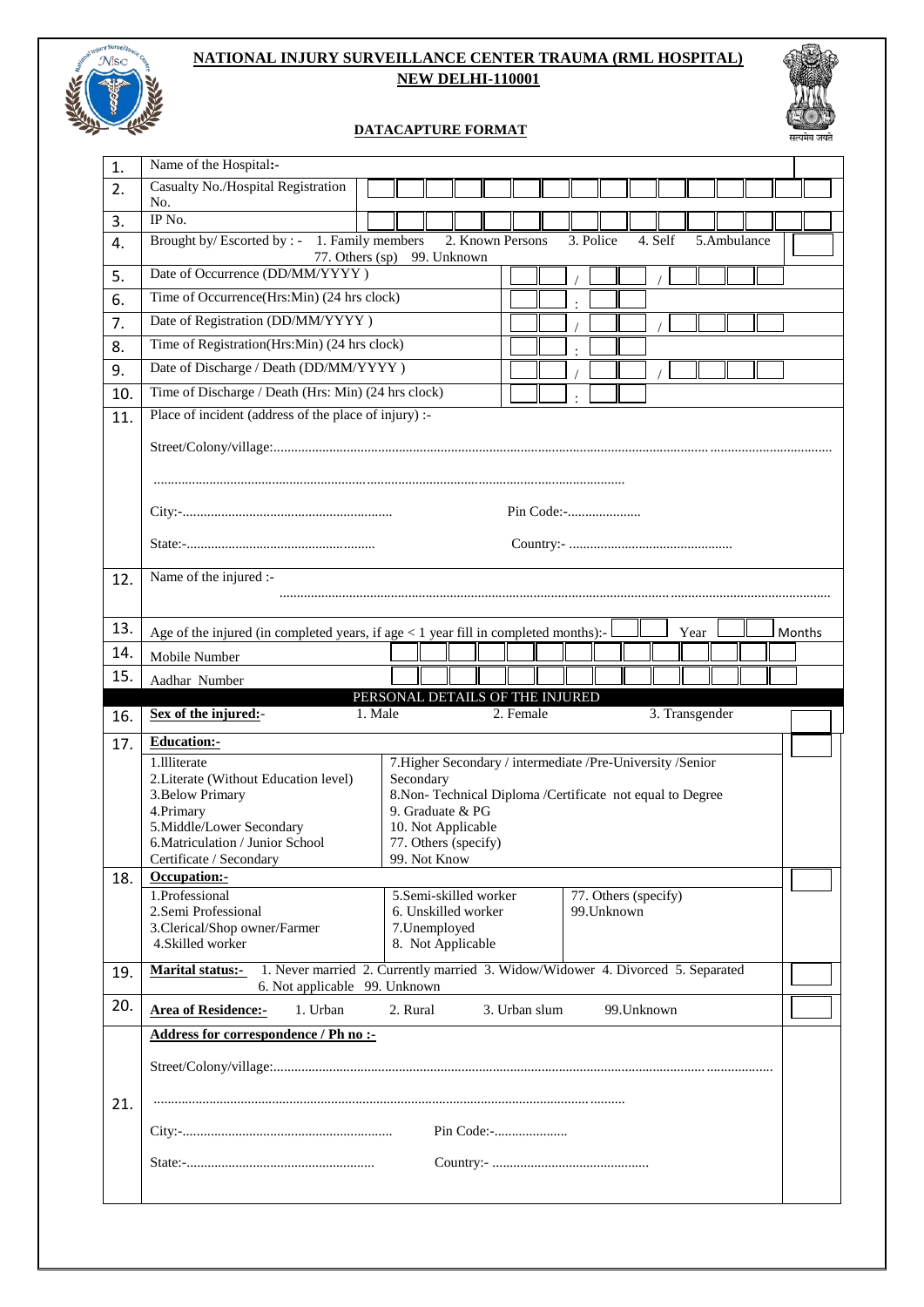# NATIONAL INJURY SURVEILLANCE CENTER TRAUMA (RML HOSPITAL)

## NEW DELHI-110001

### DATACAPTURE FORMAT

| | | |
|---|---|---|
| 1. | Name of the Hospital:- | |
| 2. | Casualty No./Hospital Registration No. | |
| 3. | IP No. | |
| 4. | Brought by/ Escorted by : - 1. Family members 2. Known Persons 3. Police 4. Self 5.Ambulance 77. Others (sp) 99. Unknown | |
| 5. | Date of Occurrence (DD/MM/YYYY ) | / / |
| 6. | Time of Occurrence(Hrs:Min) (24 hrs clock) | : |
| 7. | Date of Registration (DD/MM/YYYY ) | / / |
| 8. | Time of Registration(Hrs:Min) (24 hrs clock) | : |
| 9. | Date of Discharge / Death (DD/MM/YYYY ) | / / |
| 10. | Time of Discharge / Death (Hrs: Min) (24 hrs clock) | : |
| 11. | Place of incident (address of the place of injury) :- <br> Street/Colony/village:................................................ <br> ................................................ <br> City:-................................................ Pin Code:-..................... <br> State:-................................................ Country:- ................................................ | |
| 12. | Name of the injured :- <br> ................................................ | |
| 13. | Age of the injured (in completed years, if age < 1 year fill in completed months):- Year Months | |
| 14. | Mobile Number | |
| 15. | Aadhar Number | |

**PERSONAL DETAILS OF THE INJURED**

| | | |
|---|---|---|
| 16. | **Sex of the injured:-** 1. Male 2. Female 3. Transgender | |
| 17. | **Education:-** <br> 1.Illiterate <br> 2.Literate (Without Education level) <br> 3.Below Primary <br> 4.Primary <br> 5.Middle/Lower Secondary <br> 6.Matriculation / Junior School Certificate / Secondary <br> 7.Higher Secondary / intermediate /Pre-University /Senior Secondary <br> 8.Non- Technical Diploma /Certificate not equal to Degree <br> 9. Graduate & PG <br> 10. Not Applicable <br> 77. Others (specify) <br> 99. Not Know | |
| 18. | **Occupation:-** <br> 1.Professional <br> 2.Semi Professional <br> 3.Clerical/Shop owner/Farmer <br> 4.Skilled worker <br> 5.Semi-skilled worker <br> 6. Unskilled worker <br> 7.Unemployed <br> 8. Not Applicable <br> 77. Others (specify) <br> 99.Unknown | |
| 19. | **Marital status:-** 1. Never married 2. Currently married 3. Widow/Widower 4. Divorced 5. Separated 6. Not applicable 99. Unknown | |
| 20. | **Area of Residence:-** 1. Urban 2. Rural 3. Urban slum 99.Unknown | |
| 21. | **Address for correspondence / Ph no :-** <br> Street/Colony/village:................................................ <br> ................................................ <br> City:-................................................ Pin Code:-..................... <br> State:-................................................ Country:- ................................................ | |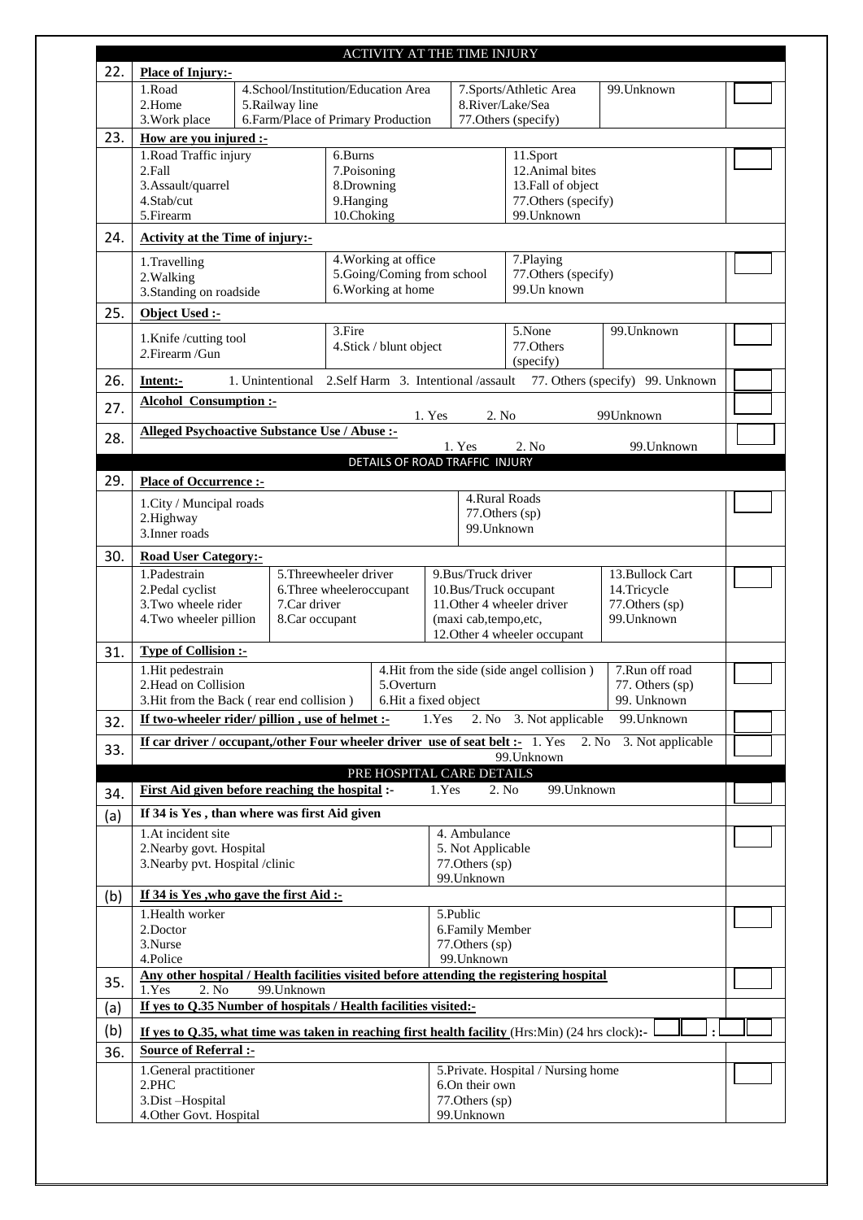## ACTIVITY AT THE TIME INJURY

| No. | Question | Code |
|---|---|---|
| 22. | **Place of Injury:-** | |
| | 1.Road 2.Home 3.Work place / 4.School/Institution/Education Area 5.Railway line 6.Farm/Place of Primary Production / 7.Sports/Athletic Area 8.River/Lake/Sea 77.Others (specify) / 99.Unknown | |
| 23. | **How are you injured :-** | |
| | 1.Road Traffic injury 2.Fall 3.Assault/quarrel 4.Stab/cut 5.Firearm / 6.Burns 7.Poisoning 8.Drowning 9.Hanging 10.Choking / 11.Sport 12.Animal bites 13.Fall of object 77.Others (specify) 99.Unknown | |
| 24. | **Activity at the Time of injury:-** | |
| | 1.Travelling 2.Walking 3.Standing on roadside / 4.Working at office 5.Going/Coming from school 6.Working at home / 7.Playing 77.Others (specify) 99.Un known | |
| 25. | **Object Used :-** | |
| | 1.Knife /cutting tool *2.*Firearm /Gun / 3.Fire 4.Stick / blunt object / 5.None 77.Others (specify) / 99.Unknown | |
| 26. | **Intent:-** 1. Unintentional 2.Self Harm 3. Intentional /assault 77. Others (specify) 99. Unknown | |
| 27. | **Alcohol Consumption :-** 1. Yes 2. No 99Unknown | |
| 28. | **Alleged Psychoactive Substance Use / Abuse :-** 1. Yes 2. No 99.Unknown | |

## DETAILS OF ROAD TRAFFIC INJURY

| No. | Question | Code |
|---|---|---|
| 29. | **Place of Occurrence :-** | |
| | 1.City / Muncipal roads 2.Highway 3.Inner roads / 4.Rural Roads 77.Others (sp) 99.Unknown | |
| 30. | **Road User Category:-** | |
| | 1.Padestrain 2.Pedal cyclist 3.Two wheele rider 4.Two wheeler pillion / 5.Threewheeler driver 6.Three wheeleroccupant 7.Car driver 8.Car occupant / 9.Bus/Truck driver 10.Bus/Truck occupant 11.Other 4 wheeler driver (maxi cab,tempo,etc, 12.Other 4 wheeler occupant / 13.Bullock Cart 14.Tricycle 77.Others (sp) 99.Unknown | |
| 31. | **Type of Collision :-** | |
| | 1.Hit pedestrain 2.Head on Collision 3.Hit from the Back ( rear end collision ) / 4.Hit from the side (side angel collision ) 5.Overturn 6.Hit a fixed object / 7.Run off road 77. Others (sp) 99. Unknown | |
| 32. | **If two-wheeler rider/ pillion , use of helmet :-** 1.Yes 2. No 3. Not applicable 99.Unknown | |
| 33. | **If car driver / occupant,/other Four wheeler driver use of seat belt :-** 1. Yes 2. No 3. Not applicable 99.Unknown | |

## PRE HOSPITAL CARE DETAILS

| No. | Question | Code |
|---|---|---|
| 34. | **First Aid given before reaching the hospital :-** 1.Yes 2. No 99.Unknown | |
| (a) | **If 34 is Yes , than where was first Aid given** | |
| | 1.At incident site 2.Nearby govt. Hospital 3.Nearby pvt. Hospital /clinic / 4. Ambulance 5. Not Applicable 77.Others (sp) 99.Unknown | |
| (b) | **If 34 is Yes ,who gave the first Aid :-** | |
| | 1.Health worker 2.Doctor 3.Nurse 4.Police / 5.Public 6.Family Member 77.Others (sp) 99.Unknown | |
| 35. | **Any other hospital / Health facilities visited before attending the registering hospital** 1.Yes 2. No 99.Unknown | |
| (a) | **If yes to Q.35 Number of hospitals / Health facilities visited:-** | |
| (b) | **If yes to Q.35, what time was taken in reaching first health facility** (Hrs:Min) (24 hrs clock)**:-** | __ __ : __ __ |
| 36. | **Source of Referral :-** | |
| | 1.General practitioner 2.PHC 3.Dist –Hospital 4.Other Govt. Hospital / 5.Private. Hospital / Nursing home 6.On their own 77.Others (sp) 99.Unknown | |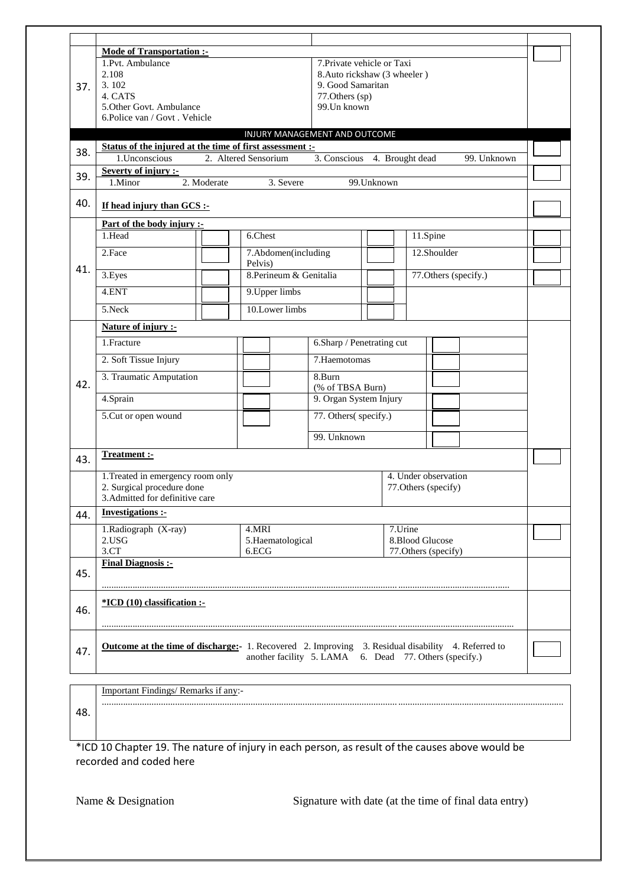| | | |
|---|---|---|
| 37. | **Mode of Transportation :-**<br>1.Pvt. Ambulance<br>2.108<br>3. 102<br>4. CATS<br>5.Other Govt. Ambulance<br>6.Police van / Govt . Vehicle<br>7.Private vehicle or Taxi<br>8.Auto rickshaw (3 wheeler )<br>9. Good Samaritan<br>77.Others (sp)<br>99.Un known | |

**INJURY MANAGEMENT AND OUTCOME**

| | | |
|---|---|---|
| 38. | **Status of the injured at the time of first assessment :-**<br>1.Unconscious 2. Altered Sensorium 3. Conscious 4. Brought dead 99. Unknown | |
| 39. | **Severty of injury :-**<br>1.Minor 2. Moderate 3. Severe 99.Unknown | |
| 40. | **If head injury than GCS :-** | |

**41. Part of the body injury :-**

| | | | | | |
|---|---|---|---|---|---|
| 1.Head | | 6.Chest | | 11.Spine | |
| 2.Face | | 7.Abdomen(including Pelvis) | | 12.Shoulder | |
| 3.Eyes | | 8.Perineum & Genitalia | | 77.Others (specify.) | |
| 4.ENT | | 9.Upper limbs | | | |
| 5.Neck | | 10.Lower limbs | | | |

**42. Nature of injury :-**

| | | | |
|---|---|---|---|
| 1.Fracture | | 6.Sharp / Penetrating cut | |
| 2. Soft Tissue Injury | | 7.Haemotomas | |
| 3. Traumatic Amputation | | 8.Burn (% of TBSA Burn) | |
| 4.Sprain | | 9. Organ System Injury | |
| 5.Cut or open wound | | 77. Others( specify.) | |
| | | 99. Unknown | |

| | | |
|---|---|---|
| 43. | **Treatment :-**<br>1.Treated in emergency room only<br>2. Surgical procedure done<br>3.Admitted for definitive care<br>4. Under observation<br>77.Others (specify) | |
| 44. | **Investigations :-**<br>1.Radiograph (X-ray)<br>2.USG<br>3.CT<br>4.MRI<br>5.Haematological<br>6.ECG<br>7.Urine<br>8.Blood Glucose<br>77.Others (specify) | |
| 45. | **Final Diagnosis :-**<br>.................................................................................................................................................................................. | |
| 46. | ***ICD (10) classification :-**<br>.................................................................................................................................................................................. | |
| 47. | **Outcome at the time of discharge:-** 1. Recovered 2. Improving 3. Residual disability 4. Referred to another facility 5. LAMA 6. Dead 77. Others (specify.) | |

| | |
|---|---|
| 48. | Important Findings/ Remarks if any:-<br>.................................................................................................................................................................................................... |

*ICD 10 Chapter 19. The nature of injury in each person, as result of the causes above would be recorded and coded here

Name & Designation    Signature with date (at the time of final data entry)